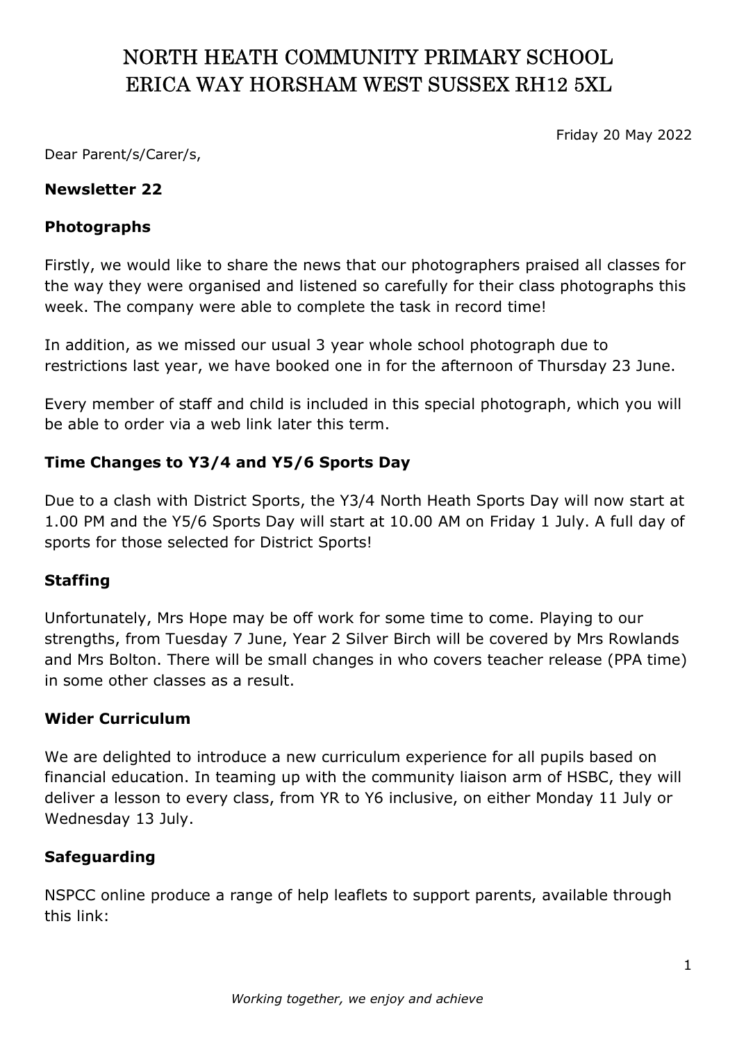# NORTH HEATH COMMUNITY PRIMARY SCHOOL
# ERICA WAY HORSHAM WEST SUSSEX RH12 5XL

Friday 20 May 2022

Dear Parent/s/Carer/s,

**Newsletter 22**

## Photographs

Firstly, we would like to share the news that our photographers praised all classes for the way they were organised and listened so carefully for their class photographs this week. The company were able to complete the task in record time!

In addition, as we missed our usual 3 year whole school photograph due to restrictions last year, we have booked one in for the afternoon of Thursday 23 June.

Every member of staff and child is included in this special photograph, which you will be able to order via a web link later this term.

## Time Changes to Y3/4 and Y5/6 Sports Day

Due to a clash with District Sports, the Y3/4 North Heath Sports Day will now start at 1.00 PM and the Y5/6 Sports Day will start at 10.00 AM on Friday 1 July. A full day of sports for those selected for District Sports!

## Staffing

Unfortunately, Mrs Hope may be off work for some time to come. Playing to our strengths, from Tuesday 7 June, Year 2 Silver Birch will be covered by Mrs Rowlands and Mrs Bolton. There will be small changes in who covers teacher release (PPA time) in some other classes as a result.

## Wider Curriculum

We are delighted to introduce a new curriculum experience for all pupils based on financial education. In teaming up with the community liaison arm of HSBC, they will deliver a lesson to every class, from YR to Y6 inclusive, on either Monday 11 July or Wednesday 13 July.

## Safeguarding

NSPCC online produce a range of help leaflets to support parents, available through this link: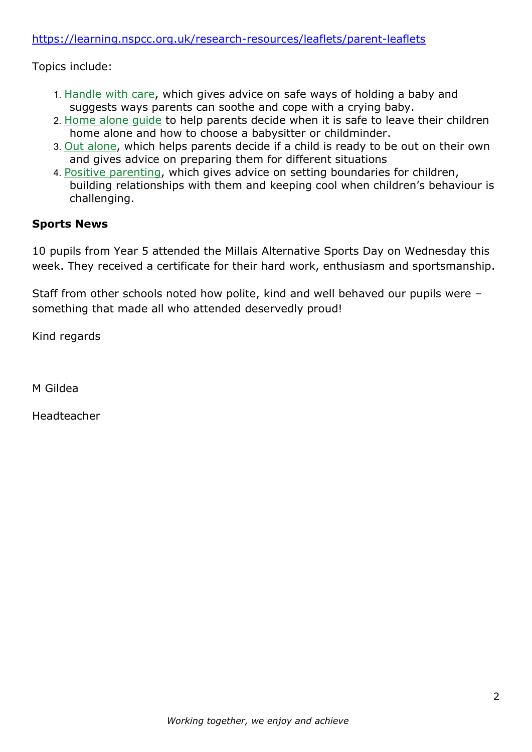https://learning.nspcc.org.uk/research-resources/leaflets/parent-leaflets

Topics include:

1. Handle with care, which gives advice on safe ways of holding a baby and suggests ways parents can soothe and cope with a crying baby.
2. Home alone guide to help parents decide when it is safe to leave their children home alone and how to choose a babysitter or childminder.
3. Out alone, which helps parents decide if a child is ready to be out on their own and gives advice on preparing them for different situations
4. Positive parenting, which gives advice on setting boundaries for children, building relationships with them and keeping cool when children's behaviour is challenging.

**Sports News**

10 pupils from Year 5 attended the Millais Alternative Sports Day on Wednesday this week. They received a certificate for their hard work, enthusiasm and sportsmanship.

Staff from other schools noted how polite, kind and well behaved our pupils were – something that made all who attended deservedly proud!

Kind regards

M Gildea

Headteacher

*Working together, we enjoy and achieve*